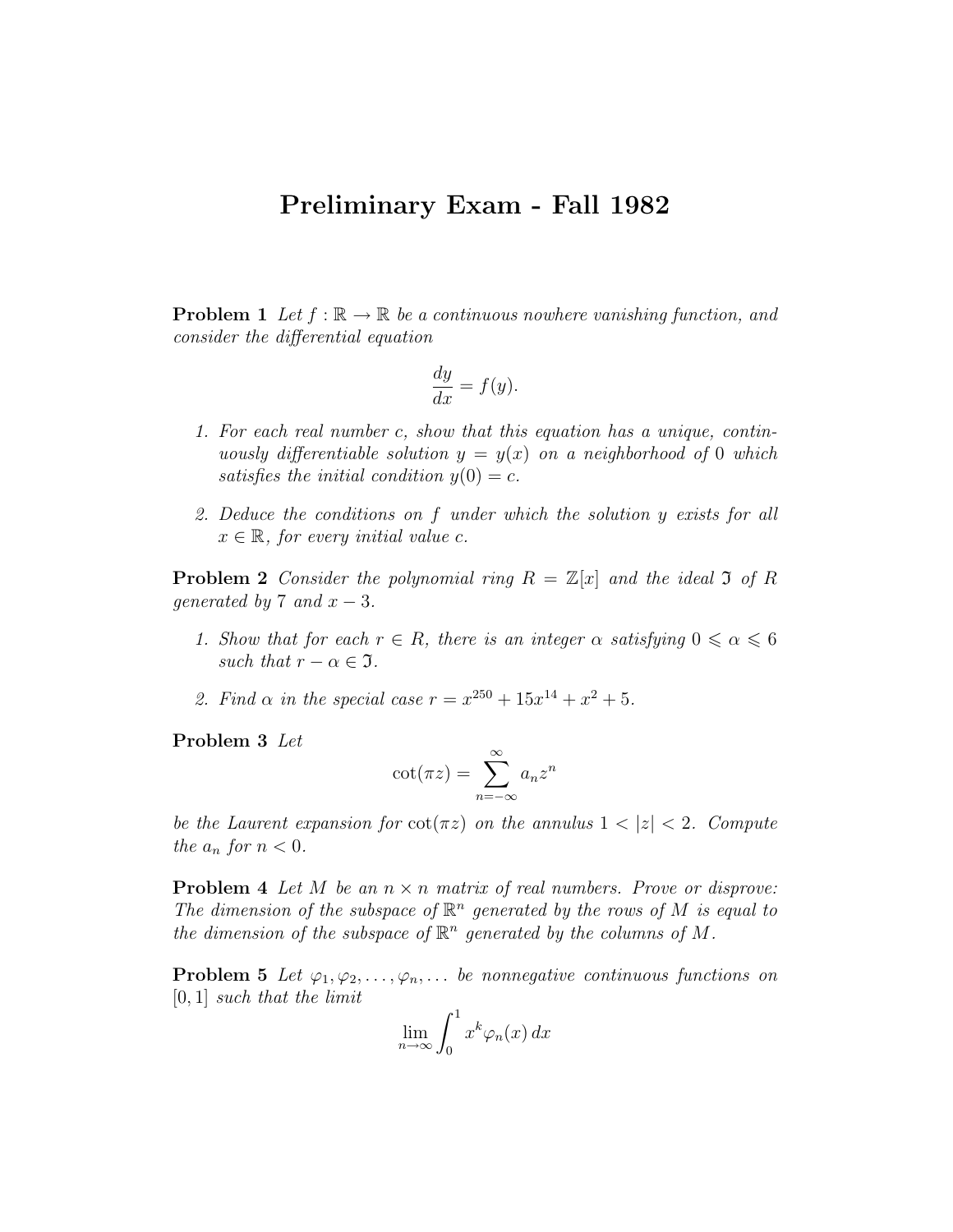# Preliminary Exam - Fall 1982

**Problem 1** *Let $f : \mathbb{R} \to \mathbb{R}$ be a continuous nowhere vanishing function, and consider the differential equation*

$$\frac{dy}{dx} = f(y).$$

1. *For each real number $c$, show that this equation has a unique, continuously differentiable solution $y = y(x)$ on a neighborhood of 0 which satisfies the initial condition $y(0) = c$.*

2. *Deduce the conditions on $f$ under which the solution $y$ exists for all $x \in \mathbb{R}$, for every initial value $c$.*

**Problem 2** *Consider the polynomial ring $R = \mathbb{Z}[x]$ and the ideal $\mathfrak{I}$ of $R$ generated by 7 and $x - 3$.*

1. *Show that for each $r \in R$, there is an integer $\alpha$ satisfying $0 \leqslant \alpha \leqslant 6$ such that $r - \alpha \in \mathfrak{I}$.*

2. *Find $\alpha$ in the special case $r = x^{250} + 15x^{14} + x^2 + 5$.*

**Problem 3** *Let*

$$\cot(\pi z) = \sum_{n=-\infty}^{\infty} a_n z^n$$

*be the Laurent expansion for $\cot(\pi z)$ on the annulus $1 < |z| < 2$. Compute the $a_n$ for $n < 0$.*

**Problem 4** *Let $M$ be an $n \times n$ matrix of real numbers. Prove or disprove: The dimension of the subspace of $\mathbb{R}^n$ generated by the rows of $M$ is equal to the dimension of the subspace of $\mathbb{R}^n$ generated by the columns of $M$.*

**Problem 5** *Let $\varphi_1, \varphi_2, \ldots, \varphi_n, \ldots$ be nonnegative continuous functions on $[0, 1]$ such that the limit*

$$\lim_{n \to \infty} \int_0^1 x^k \varphi_n(x)\, dx$$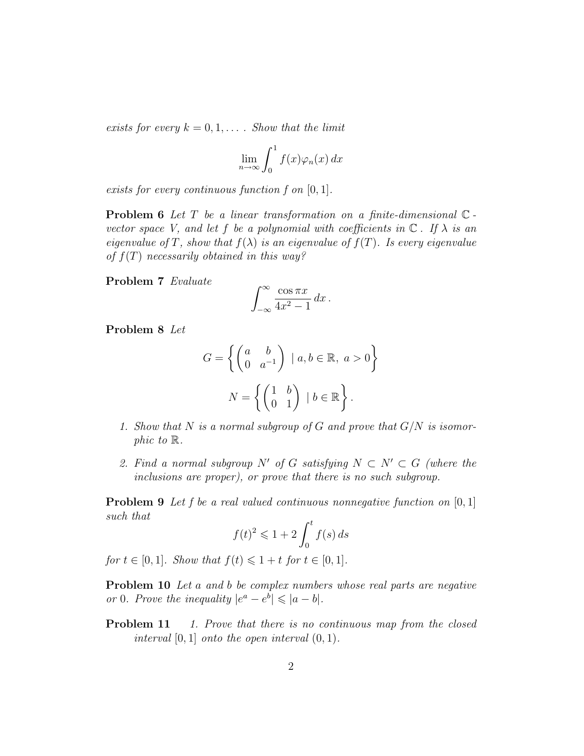*exists for every $k = 0, 1, \ldots$ . Show that the limit*

$$\lim_{n \to \infty} \int_0^1 f(x)\varphi_n(x)\, dx$$

*exists for every continuous function $f$ on $[0, 1]$.*

**Problem 6** *Let $T$ be a linear transformation on a finite-dimensional $\mathbb{C}$-vector space $V$, and let $f$ be a polynomial with coefficients in $\mathbb{C}$. If $\lambda$ is an eigenvalue of $T$, show that $f(\lambda)$ is an eigenvalue of $f(T)$. Is every eigenvalue of $f(T)$ necessarily obtained in this way?*

**Problem 7** *Evaluate*

$$\int_{-\infty}^{\infty} \frac{\cos \pi x}{4x^2 - 1}\, dx\, .$$

**Problem 8** *Let*

$$G = \left\{ \begin{pmatrix} a & b \\ 0 & a^{-1} \end{pmatrix} \mid a, b \in \mathbb{R},\ a > 0 \right\}$$

$$N = \left\{ \begin{pmatrix} 1 & b \\ 0 & 1 \end{pmatrix} \mid b \in \mathbb{R} \right\}.$$

1. *Show that $N$ is a normal subgroup of $G$ and prove that $G/N$ is isomorphic to $\mathbb{R}$.*

2. *Find a normal subgroup $N'$ of $G$ satisfying $N \subset N' \subset G$ (where the inclusions are proper), or prove that there is no such subgroup.*

**Problem 9** *Let $f$ be a real valued continuous nonnegative function on $[0, 1]$ such that*

$$f(t)^2 \leqslant 1 + 2 \int_0^t f(s)\, ds$$

*for $t \in [0, 1]$. Show that $f(t) \leqslant 1 + t$ for $t \in [0, 1]$.*

**Problem 10** *Let $a$ and $b$ be complex numbers whose real parts are negative or 0. Prove the inequality $|e^a - e^b| \leqslant |a - b|$.*

**Problem 11**

1. *Prove that there is no continuous map from the closed interval $[0, 1]$ onto the open interval $(0, 1)$.*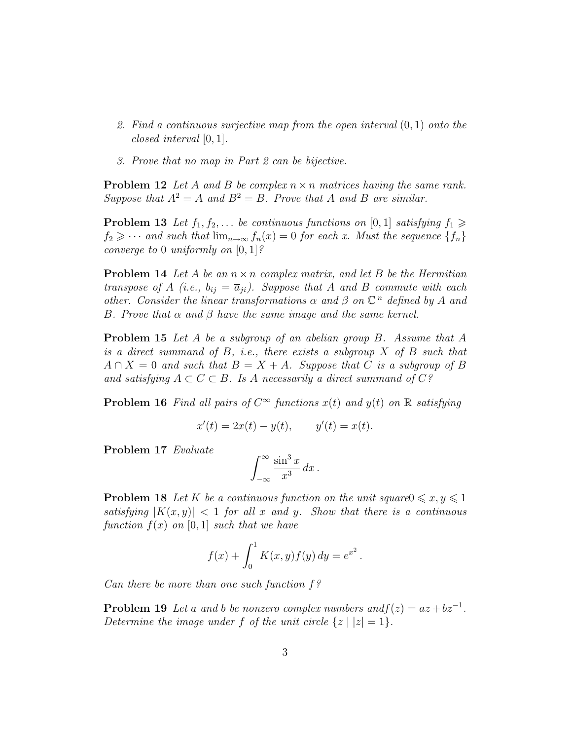2. *Find a continuous surjective map from the open interval $(0,1)$ onto the closed interval $[0,1]$.*

3. *Prove that no map in Part 2 can be bijective.*

**Problem 12** *Let $A$ and $B$ be complex $n \times n$ matrices having the same rank. Suppose that $A^2 = A$ and $B^2 = B$. Prove that $A$ and $B$ are similar.*

**Problem 13** *Let $f_1, f_2, \dots$ be continuous functions on $[0,1]$ satisfying $f_1 \geqslant f_2 \geqslant \cdots$ and such that $\lim_{n\to\infty} f_n(x) = 0$ for each $x$. Must the sequence $\{f_n\}$ converge to $0$ uniformly on $[0,1]$?*

**Problem 14** *Let $A$ be an $n \times n$ complex matrix, and let $B$ be the Hermitian transpose of $A$ (i.e., $b_{ij} = \overline{a}_{ji}$). Suppose that $A$ and $B$ commute with each other. Consider the linear transformations $\alpha$ and $\beta$ on $\mathbb{C}^n$ defined by $A$ and $B$. Prove that $\alpha$ and $\beta$ have the same image and the same kernel.*

**Problem 15** *Let $A$ be a subgroup of an abelian group $B$. Assume that $A$ is a direct summand of $B$, i.e., there exists a subgroup $X$ of $B$ such that $A \cap X = 0$ and such that $B = X + A$. Suppose that $C$ is a subgroup of $B$ and satisfying $A \subset C \subset B$. Is $A$ necessarily a direct summand of $C$?*

**Problem 16** *Find all pairs of $C^\infty$ functions $x(t)$ and $y(t)$ on $\mathbb{R}$ satisfying*

$$x'(t) = 2x(t) - y(t), \qquad y'(t) = x(t).$$

**Problem 17** *Evaluate*

$$\int_{-\infty}^{\infty} \frac{\sin^3 x}{x^3}\, dx\, .$$

**Problem 18** *Let $K$ be a continuous function on the unit square$0 \leqslant x, y \leqslant 1$ satisfying $|K(x,y)| < 1$ for all $x$ and $y$. Show that there is a continuous function $f(x)$ on $[0,1]$ such that we have*

$$f(x) + \int_0^1 K(x,y) f(y)\, dy = e^{x^2}\, .$$

*Can there be more than one such function $f$?*

**Problem 19** *Let $a$ and $b$ be nonzero complex numbers and$f(z) = az + bz^{-1}$. Determine the image under $f$ of the unit circle $\{z \mid |z| = 1\}$.*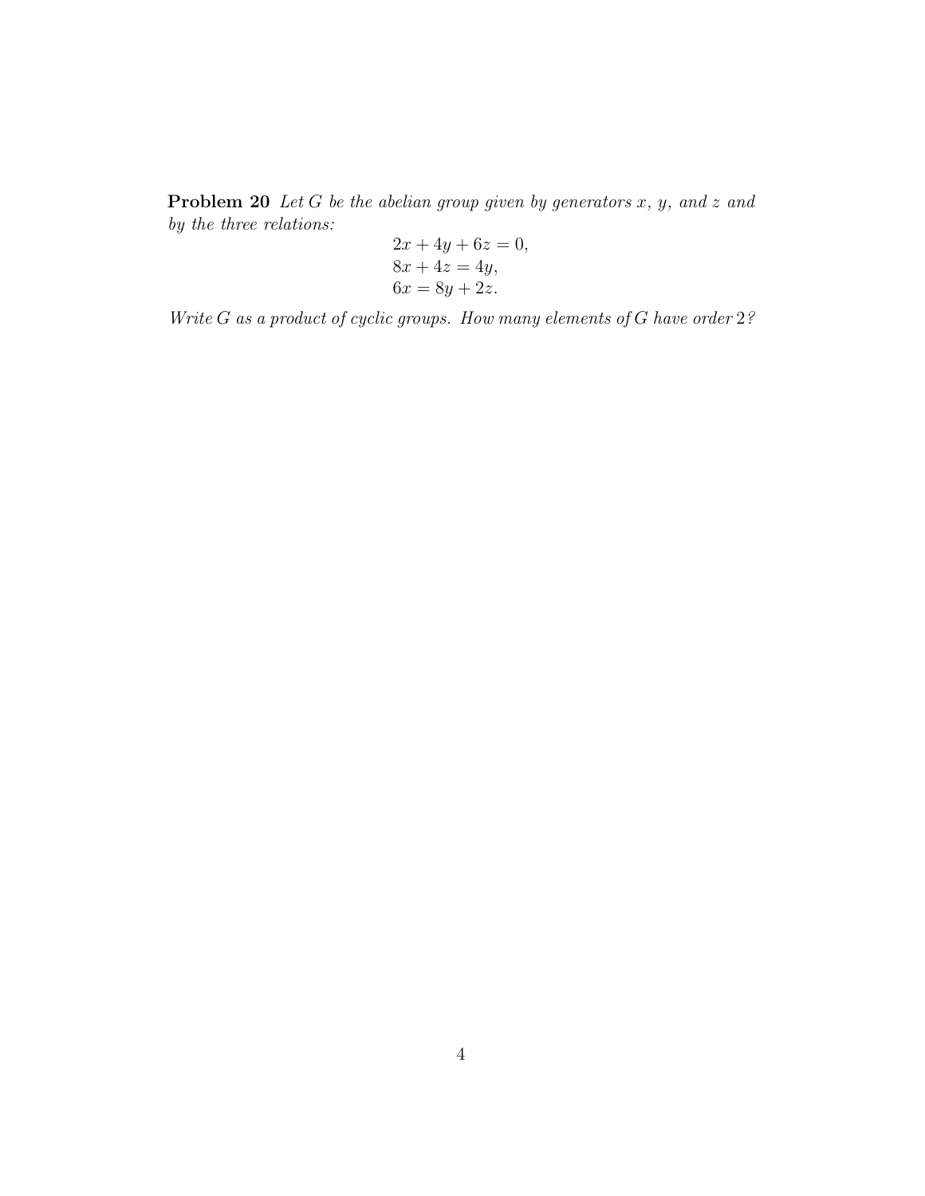**Problem 20** *Let $G$ be the abelian group given by generators $x$, $y$, and $z$ and by the three relations:*

$$\begin{aligned} 2x + 4y + 6z &= 0, \\ 8x + 4z &= 4y, \\ 6x &= 8y + 2z. \end{aligned}$$

*Write $G$ as a product of cyclic groups. How many elements of $G$ have order $2$?*